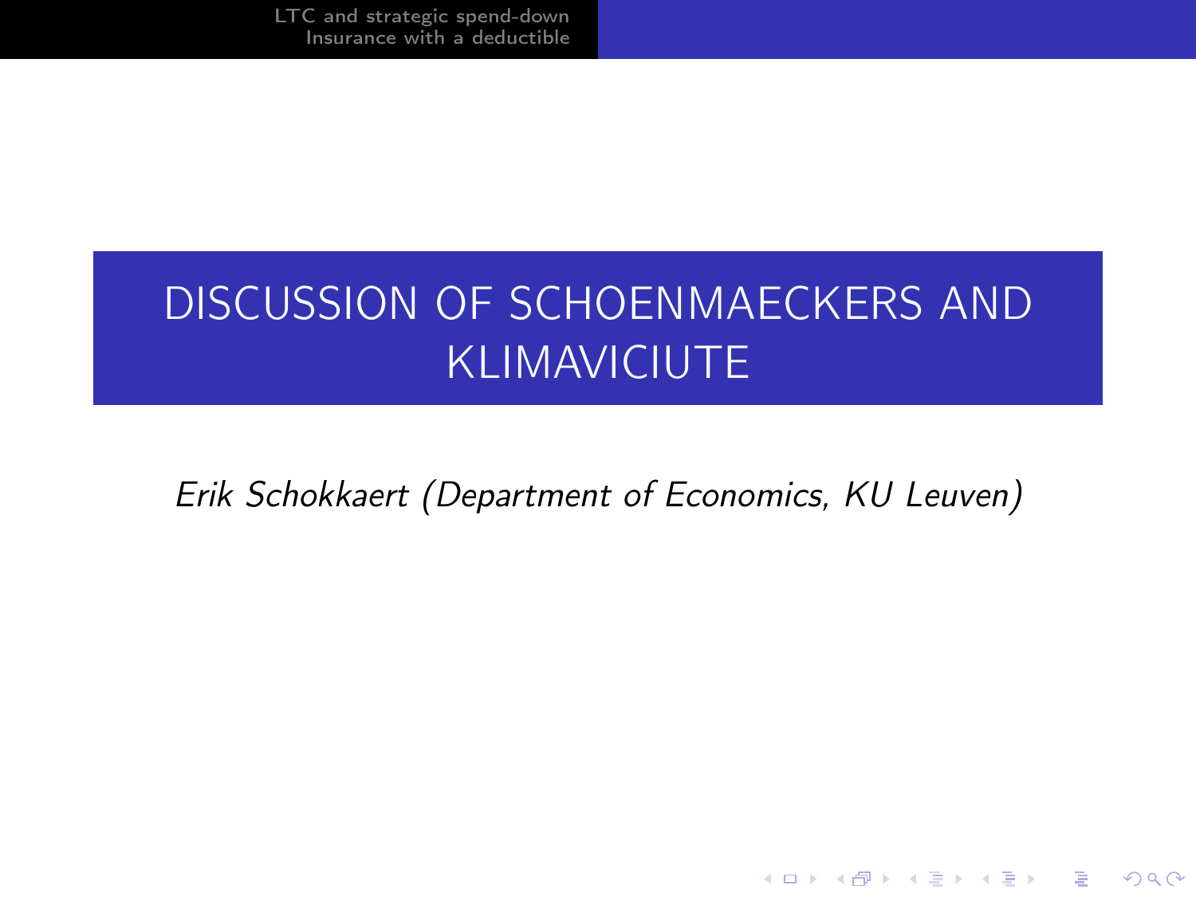# DISCUSSION OF SCHOENMAECKERS AND KLIMAVICIUTE

*Erik Schokkaert (Department of Economics, KU Leuven)*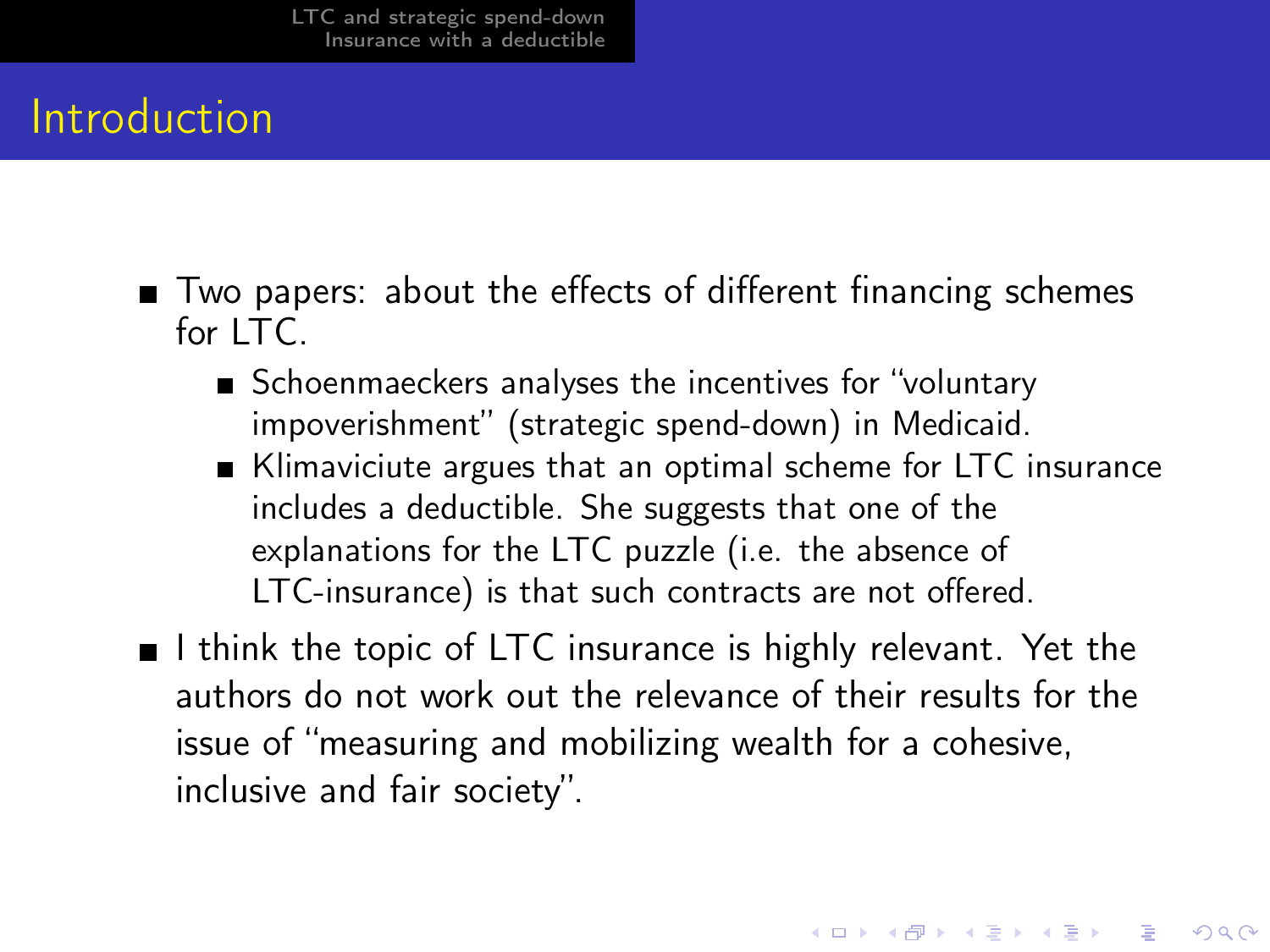# Introduction

- Two papers: about the effects of different financing schemes for LTC.
  - Schoenmaeckers analyses the incentives for "voluntary impoverishment" (strategic spend-down) in Medicaid.
  - Klimaviciute argues that an optimal scheme for LTC insurance includes a deductible. She suggests that one of the explanations for the LTC puzzle (i.e. the absence of LTC-insurance) is that such contracts are not offered.
- I think the topic of LTC insurance is highly relevant. Yet the authors do not work out the relevance of their results for the issue of "measuring and mobilizing wealth for a cohesive, inclusive and fair society".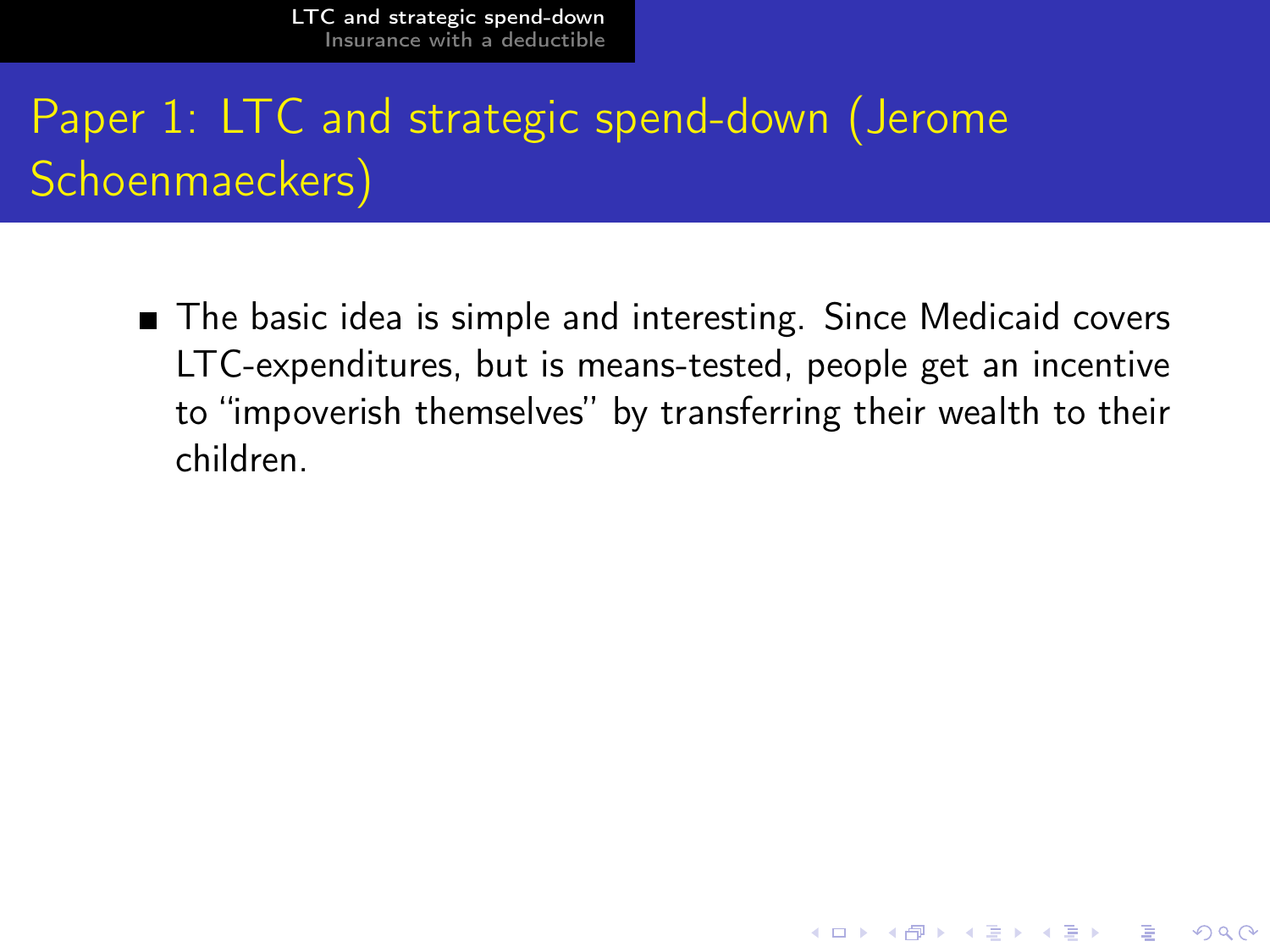# Paper 1: LTC and strategic spend-down (Jerome Schoenmaeckers)

- The basic idea is simple and interesting. Since Medicaid covers LTC-expenditures, but is means-tested, people get an incentive to "impoverish themselves" by transferring their wealth to their children.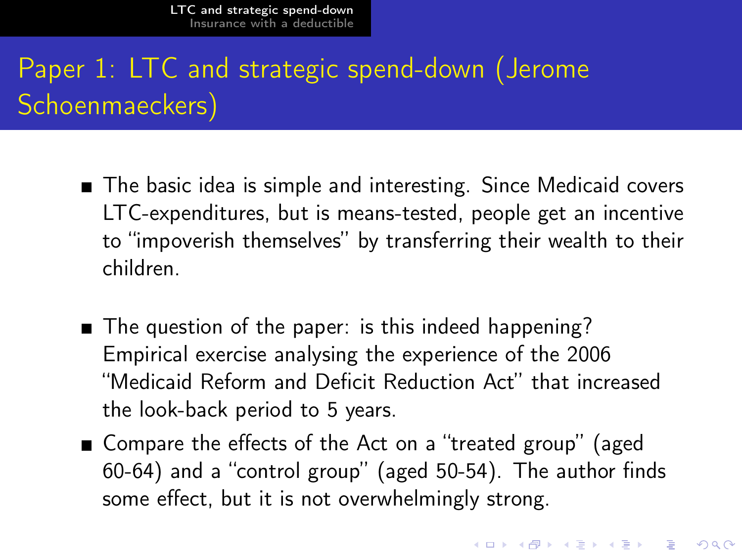# Paper 1: LTC and strategic spend-down (Jerome Schoenmaeckers)

- The basic idea is simple and interesting. Since Medicaid covers LTC-expenditures, but is means-tested, people get an incentive to "impoverish themselves" by transferring their wealth to their children.

- The question of the paper: is this indeed happening? Empirical exercise analysing the experience of the 2006 "Medicaid Reform and Deficit Reduction Act" that increased the look-back period to 5 years.
- Compare the effects of the Act on a "treated group" (aged 60-64) and a "control group" (aged 50-54). The author finds some effect, but it is not overwhelmingly strong.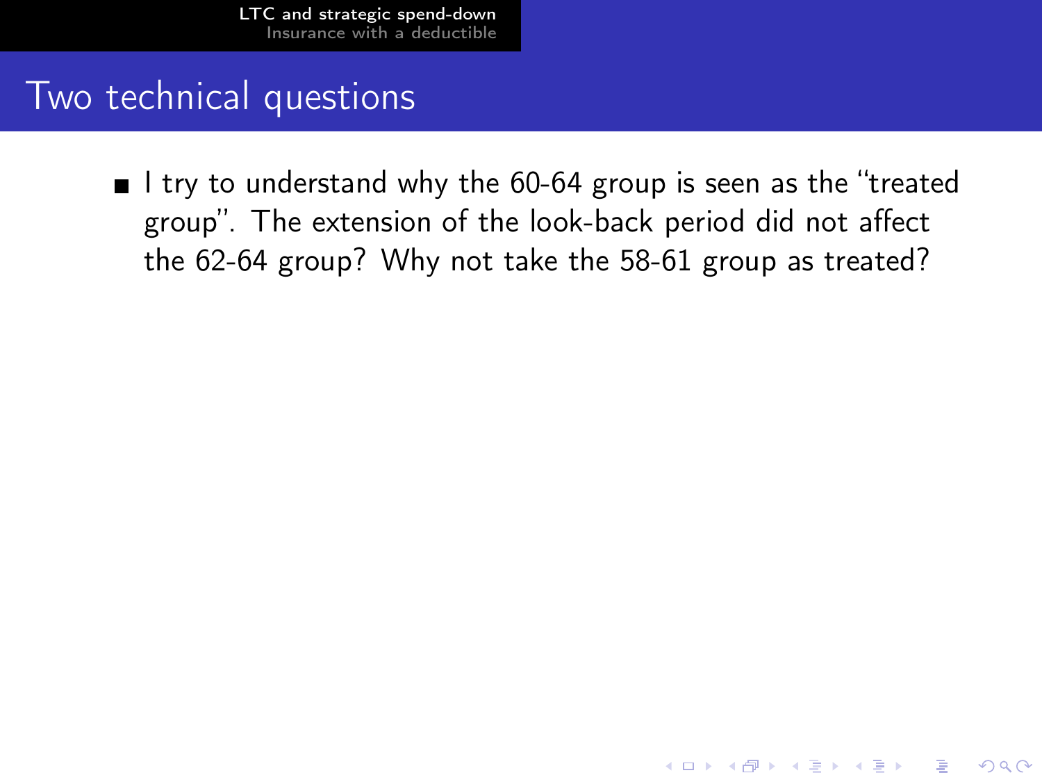# Two technical questions

- I try to understand why the 60-64 group is seen as the "treated group". The extension of the look-back period did not affect the 62-64 group? Why not take the 58-61 group as treated?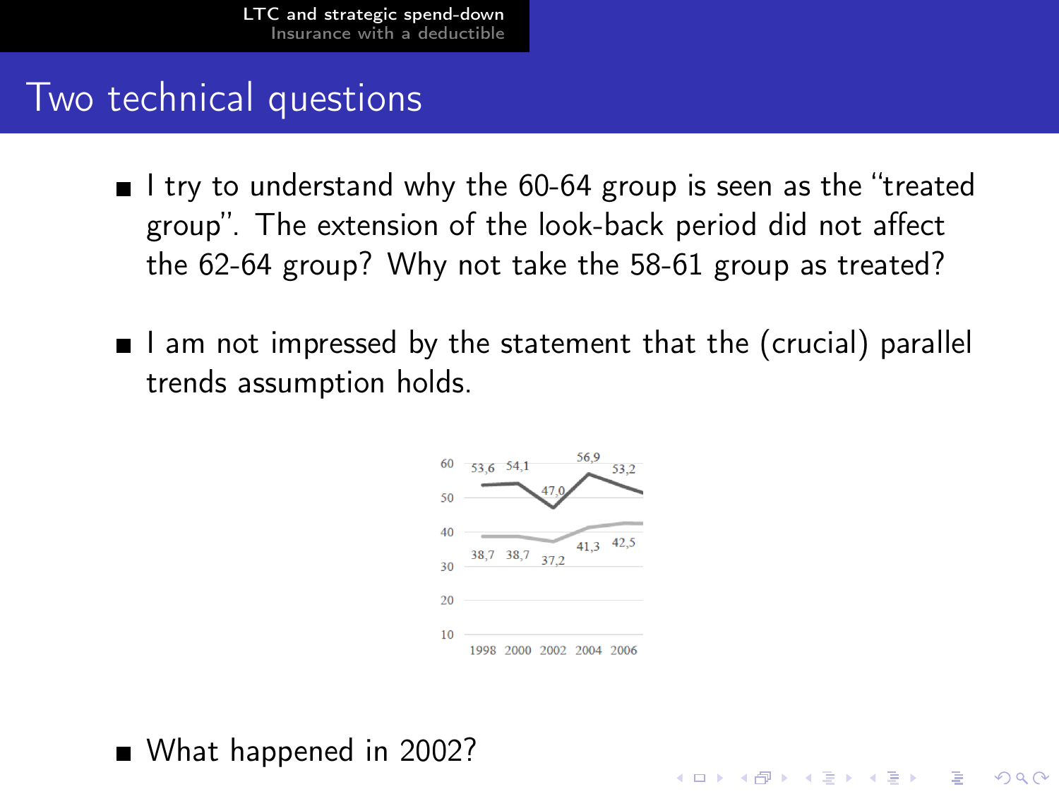# Two technical questions

- I try to understand why the 60-64 group is seen as the "treated group". The extension of the look-back period did not affect the 62-64 group? Why not take the 58-61 group as treated?

- I am not impressed by the statement that the (crucial) parallel trends assumption holds.

- What happened in 2002?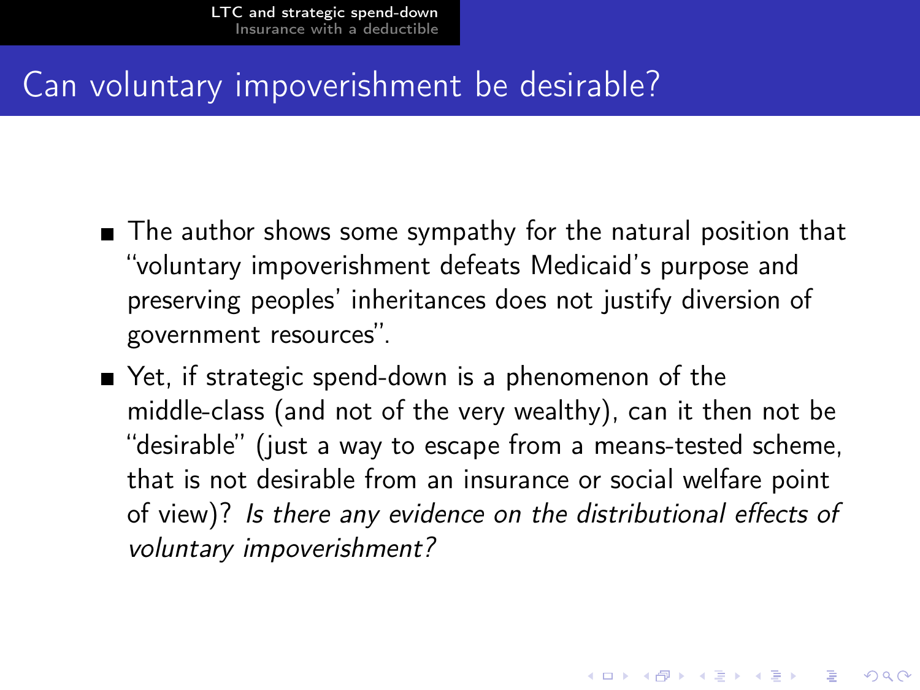# Can voluntary impoverishment be desirable?

- The author shows some sympathy for the natural position that "voluntary impoverishment defeats Medicaid's purpose and preserving peoples' inheritances does not justify diversion of government resources".
- Yet, if strategic spend-down is a phenomenon of the middle-class (and not of the very wealthy), can it then not be "desirable" (just a way to escape from a means-tested scheme, that is not desirable from an insurance or social welfare point of view)? *Is there any evidence on the distributional effects of voluntary impoverishment?*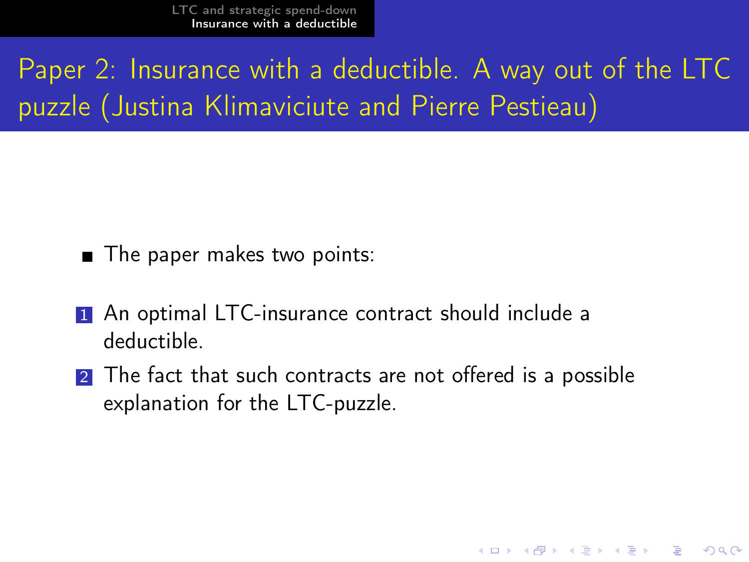# Paper 2: Insurance with a deductible. A way out of the LTC puzzle (Justina Klimaviciute and Pierre Pestieau)

- The paper makes two points:

1. An optimal LTC-insurance contract should include a deductible.
2. The fact that such contracts are not offered is a possible explanation for the LTC-puzzle.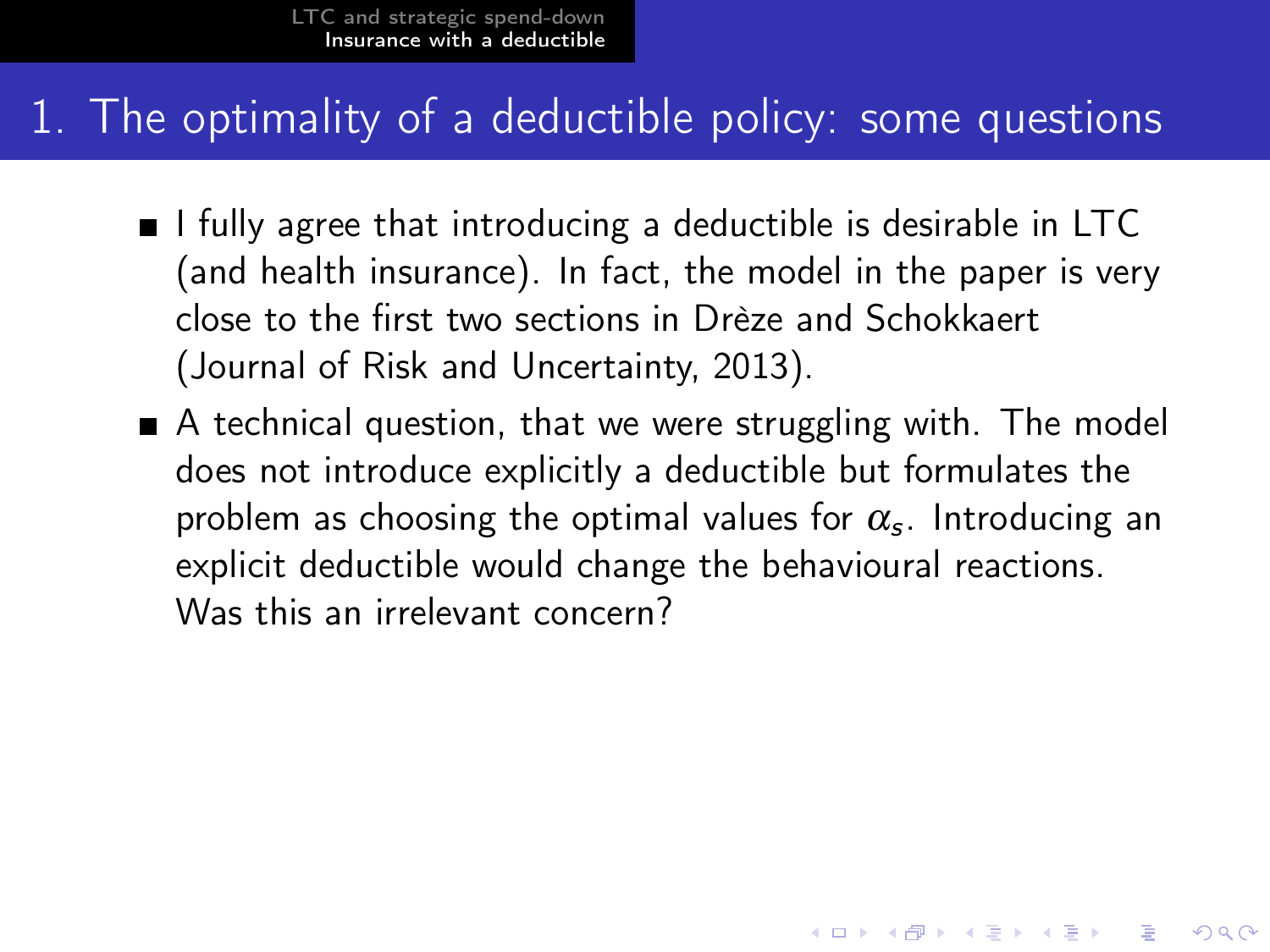# 1. The optimality of a deductible policy: some questions

- I fully agree that introducing a deductible is desirable in LTC (and health insurance). In fact, the model in the paper is very close to the first two sections in Drèze and Schokkaert (Journal of Risk and Uncertainty, 2013).
- A technical question, that we were struggling with. The model does not introduce explicitly a deductible but formulates the problem as choosing the optimal values for $\alpha_s$. Introducing an explicit deductible would change the behavioural reactions. Was this an irrelevant concern?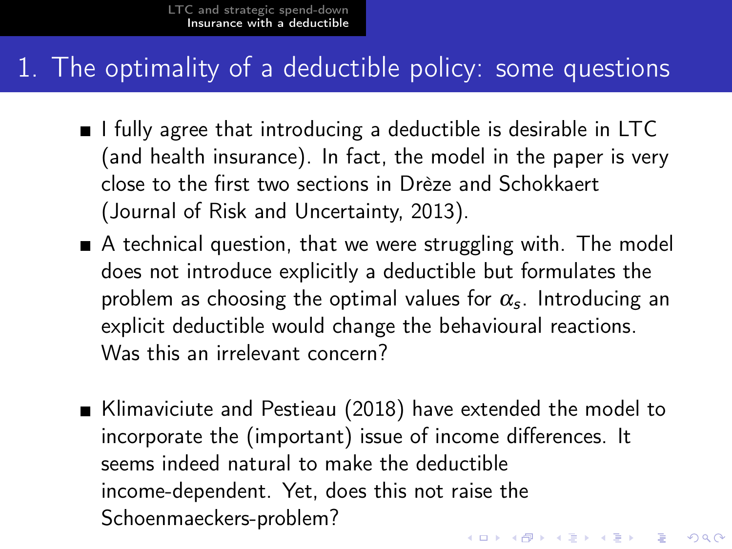# 1. The optimality of a deductible policy: some questions

- I fully agree that introducing a deductible is desirable in LTC (and health insurance). In fact, the model in the paper is very close to the first two sections in Drèze and Schokkaert (Journal of Risk and Uncertainty, 2013).
- A technical question, that we were struggling with. The model does not introduce explicitly a deductible but formulates the problem as choosing the optimal values for $\alpha_s$. Introducing an explicit deductible would change the behavioural reactions. Was this an irrelevant concern?
- Klimaviciute and Pestieau (2018) have extended the model to incorporate the (important) issue of income differences. It seems indeed natural to make the deductible income-dependent. Yet, does this not raise the Schoenmaeckers-problem?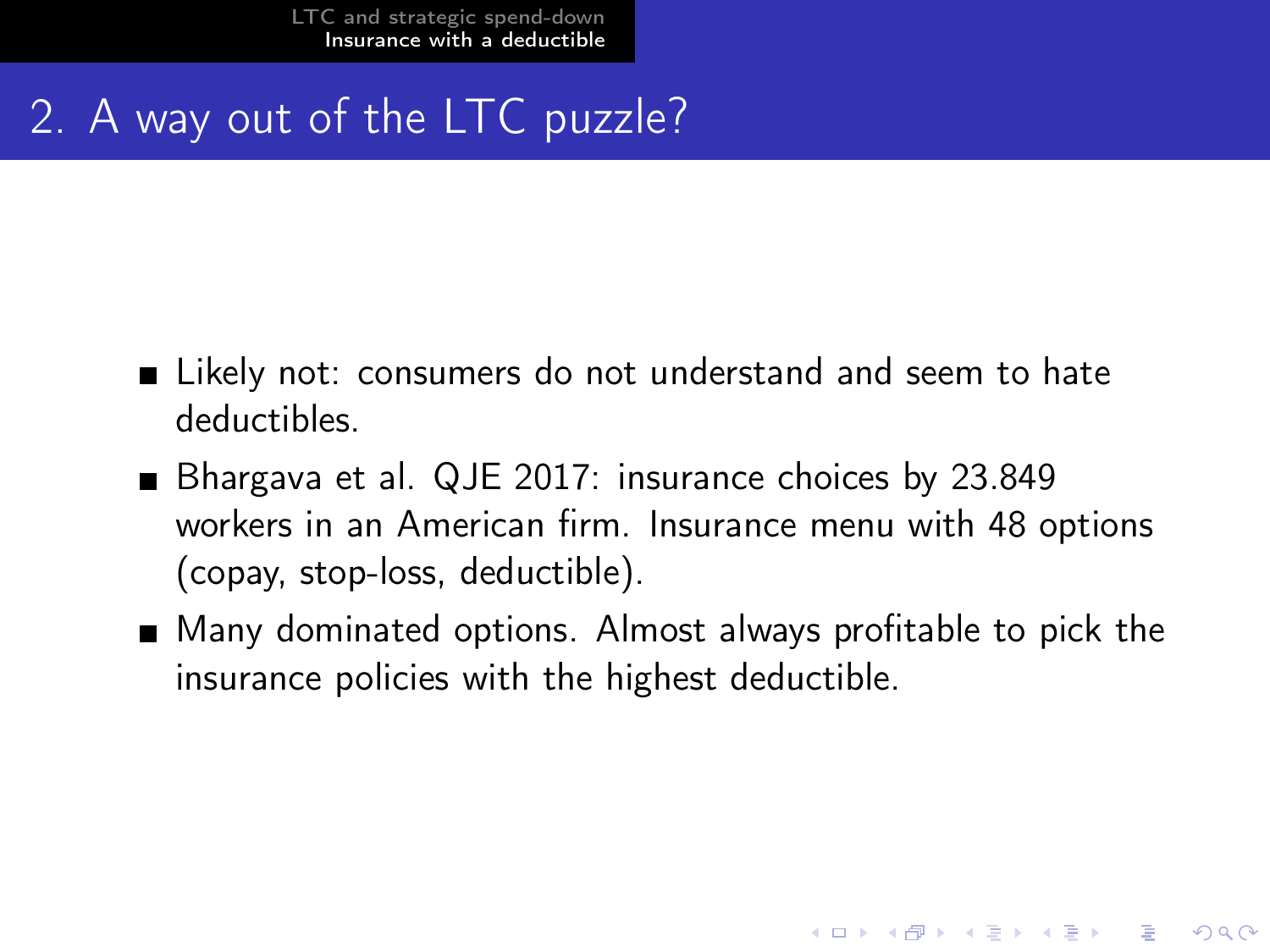## 2. A way out of the LTC puzzle?

- Likely not: consumers do not understand and seem to hate deductibles.
- Bhargava et al. QJE 2017: insurance choices by 23.849 workers in an American firm. Insurance menu with 48 options (copay, stop-loss, deductible).
- Many dominated options. Almost always profitable to pick the insurance policies with the highest deductible.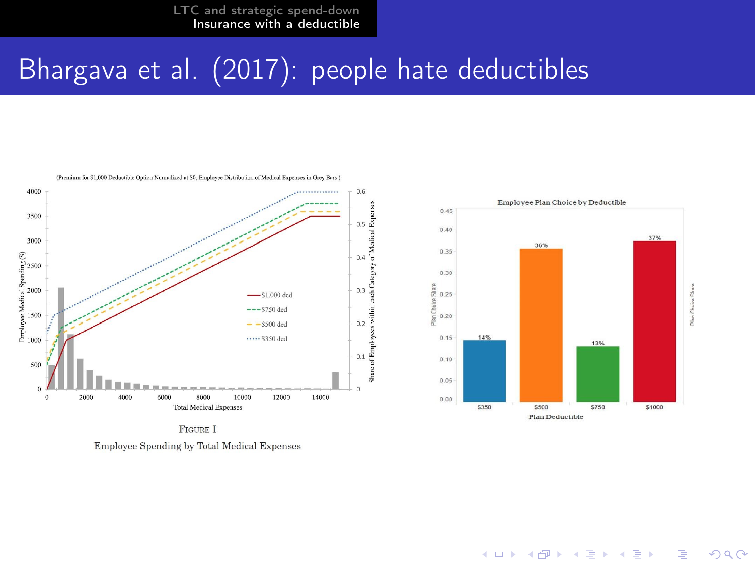# Bhargava et al. (2017): people hate deductibles

FIGURE I

Employee Spending by Total Medical Expenses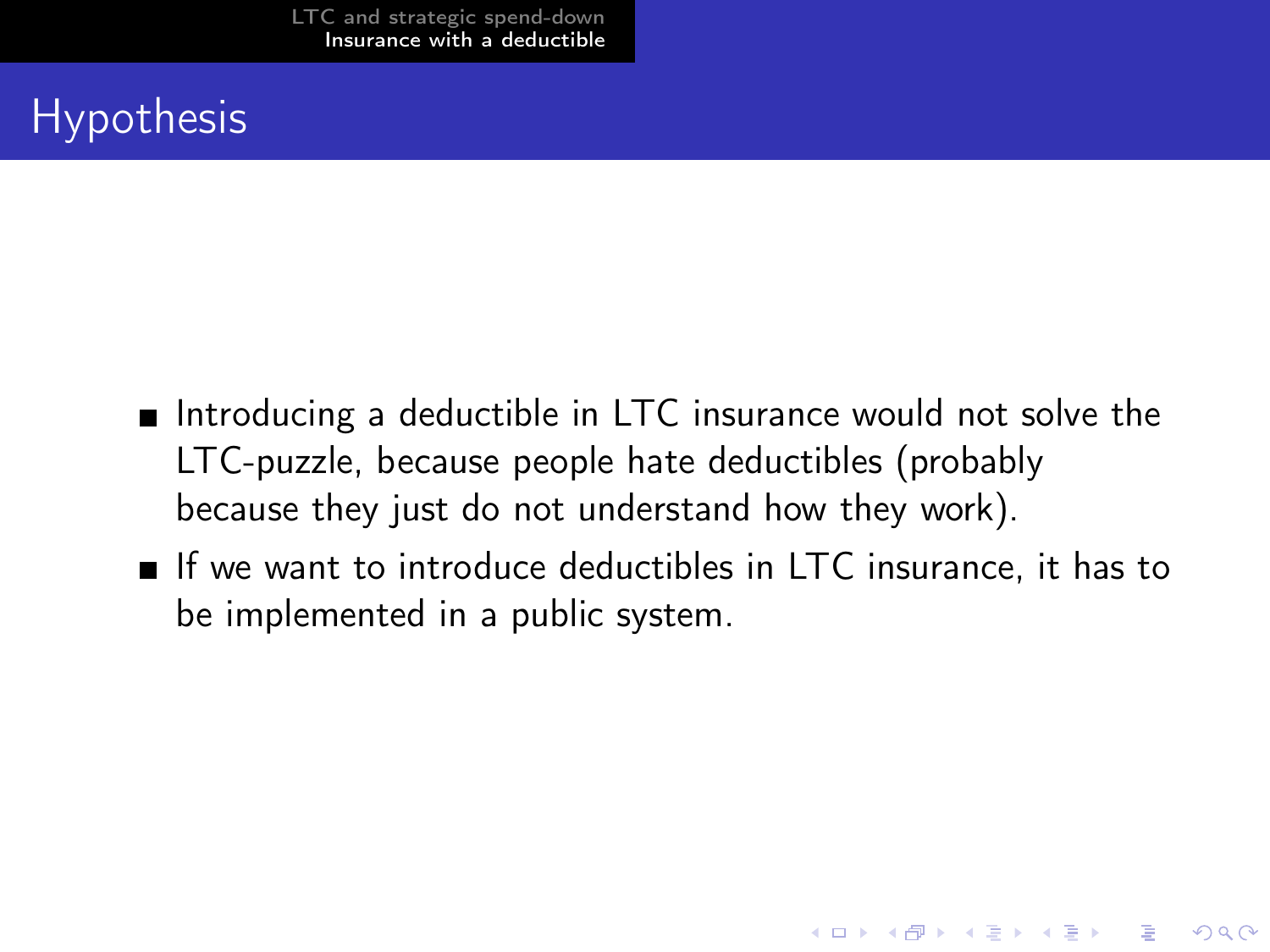## Hypothesis

- Introducing a deductible in LTC insurance would not solve the LTC-puzzle, because people hate deductibles (probably because they just do not understand how they work).
- If we want to introduce deductibles in LTC insurance, it has to be implemented in a public system.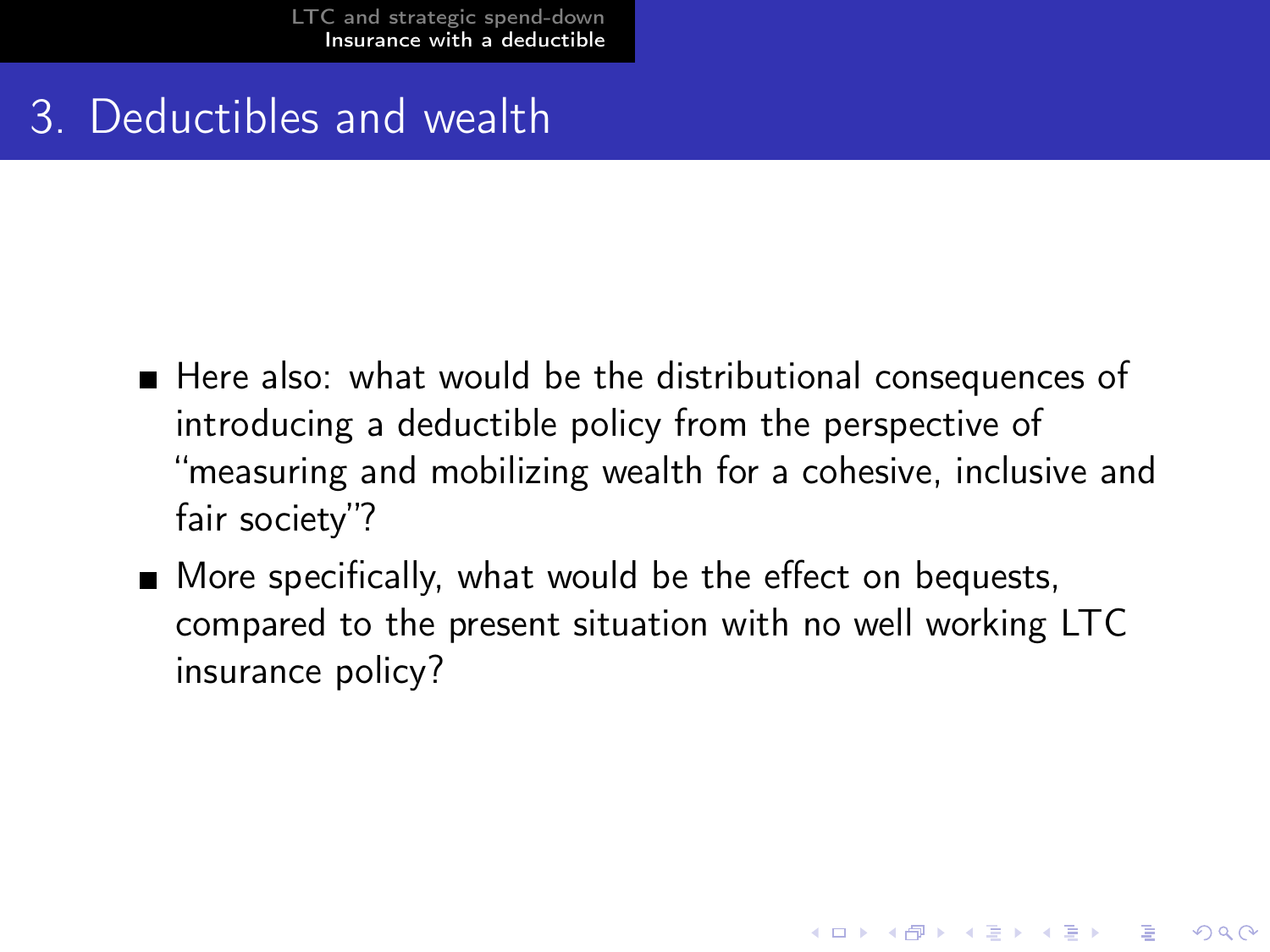# 3. Deductibles and wealth

- Here also: what would be the distributional consequences of introducing a deductible policy from the perspective of "measuring and mobilizing wealth for a cohesive, inclusive and fair society"?
- More specifically, what would be the effect on bequests, compared to the present situation with no well working LTC insurance policy?